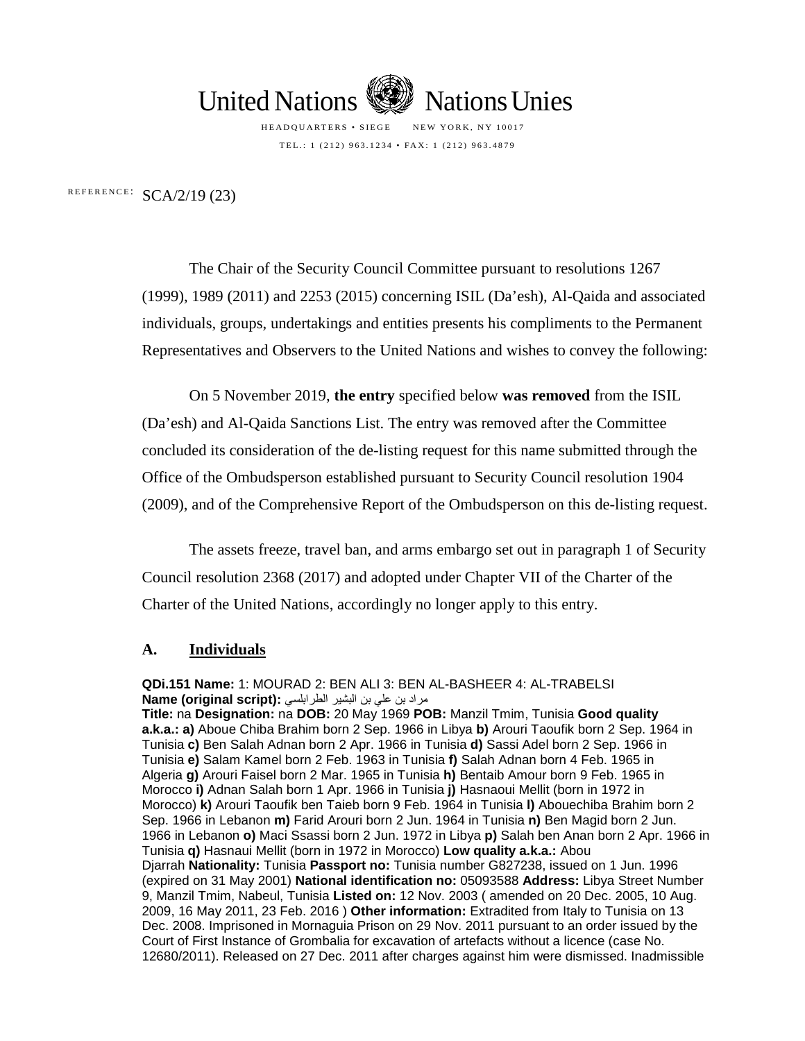United Nations Nations Unies

HEADQUARTERS • SIEGE NEW YORK, NY 10017

TEL.: 1 (212) 963.1234 • FAX: 1 (212) 963.4879

REFERENCE: SCA/2/19 (23)

The Chair of the Security Council Committee pursuant to resolutions 1267 (1999), 1989 (2011) and 2253 (2015) concerning ISIL (Da'esh), Al-Qaida and associated individuals, groups, undertakings and entities presents his compliments to the Permanent Representatives and Observers to the United Nations and wishes to convey the following:

On 5 November 2019, **the entry** specified below **was removed** from the ISIL (Da'esh) and Al-Qaida Sanctions List. The entry was removed after the Committee concluded its consideration of the de-listing request for this name submitted through the Office of the Ombudsperson established pursuant to Security Council resolution 1904 (2009), and of the Comprehensive Report of the Ombudsperson on this de-listing request.

The assets freeze, travel ban, and arms embargo set out in paragraph 1 of Security Council resolution 2368 (2017) and adopted under Chapter VII of the Charter of the Charter of the United Nations, accordingly no longer apply to this entry.

## A. Individuals

**QDi.151 Name:** 1: MOURAD 2: BEN ALI 3: BEN AL-BASHEER 4: AL-TRABELSI **Name (original script):** مراد بن علي بن البشير الطرابلسي **Title:** na **Designation:** na **DOB:** 20 May 1969 **POB:** Manzil Tmim, Tunisia **Good quality a.k.a.: a)** Aboue Chiba Brahim born 2 Sep. 1966 in Libya **b)** Arouri Taoufik born 2 Sep. 1964 in Tunisia **c)** Ben Salah Adnan born 2 Apr. 1966 in Tunisia **d)** Sassi Adel born 2 Sep. 1966 in Tunisia **e)** Salam Kamel born 2 Feb. 1963 in Tunisia **f)** Salah Adnan born 4 Feb. 1965 in Algeria **g)** Arouri Faisel born 2 Mar. 1965 in Tunisia **h)** Bentaib Amour born 9 Feb. 1965 in Morocco **i)** Adnan Salah born 1 Apr. 1966 in Tunisia **j)** Hasnaoui Mellit (born in 1972 in Morocco) **k)** Arouri Taoufik ben Taieb born 9 Feb. 1964 in Tunisia **l)** Abouechiba Brahim born 2 Sep. 1966 in Lebanon **m)** Farid Arouri born 2 Jun. 1964 in Tunisia **n)** Ben Magid born 2 Jun. 1966 in Lebanon **o)** Maci Ssassi born 2 Jun. 1972 in Libya **p)** Salah ben Anan born 2 Apr. 1966 in Tunisia **q)** Hasnaui Mellit (born in 1972 in Morocco) **Low quality a.k.a.:** Abou Djarrah **Nationality:** Tunisia **Passport no:** Tunisia number G827238, issued on 1 Jun. 1996 (expired on 31 May 2001) **National identification no:** 05093588 **Address:** Libya Street Number 9, Manzil Tmim, Nabeul, Tunisia **Listed on:** 12 Nov. 2003 ( amended on 20 Dec. 2005, 10 Aug. 2009, 16 May 2011, 23 Feb. 2016 ) **Other information:** Extradited from Italy to Tunisia on 13 Dec. 2008. Imprisoned in Mornaguia Prison on 29 Nov. 2011 pursuant to an order issued by the Court of First Instance of Grombalia for excavation of artefacts without a licence (case No. 12680/2011). Released on 27 Dec. 2011 after charges against him were dismissed. Inadmissible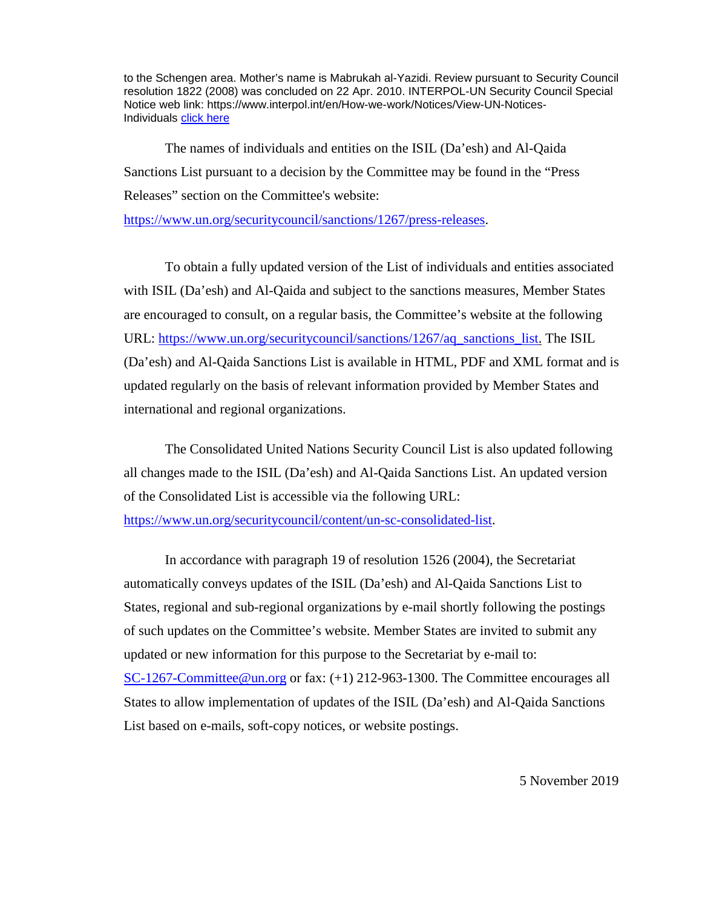to the Schengen area. Mother's name is Mabrukah al-Yazidi. Review pursuant to Security Council resolution 1822 (2008) was concluded on 22 Apr. 2010. INTERPOL-UN Security Council Special Notice web link: https://www.interpol.int/en/How-we-work/Notices/View-UN-Notices-Individuals click here

The names of individuals and entities on the ISIL (Da'esh) and Al-Qaida Sanctions List pursuant to a decision by the Committee may be found in the "Press Releases" section on the Committee's website: https://www.un.org/securitycouncil/sanctions/1267/press-releases.

To obtain a fully updated version of the List of individuals and entities associated with ISIL (Da'esh) and Al-Qaida and subject to the sanctions measures, Member States are encouraged to consult, on a regular basis, the Committee's website at the following URL: https://www.un.org/securitycouncil/sanctions/1267/aq_sanctions_list. The ISIL (Da'esh) and Al-Qaida Sanctions List is available in HTML, PDF and XML format and is updated regularly on the basis of relevant information provided by Member States and international and regional organizations.

The Consolidated United Nations Security Council List is also updated following all changes made to the ISIL (Da'esh) and Al-Qaida Sanctions List. An updated version of the Consolidated List is accessible via the following URL: https://www.un.org/securitycouncil/content/un-sc-consolidated-list.

In accordance with paragraph 19 of resolution 1526 (2004), the Secretariat automatically conveys updates of the ISIL (Da'esh) and Al-Qaida Sanctions List to States, regional and sub-regional organizations by e-mail shortly following the postings of such updates on the Committee's website. Member States are invited to submit any updated or new information for this purpose to the Secretariat by e-mail to: SC-1267-Committee@un.org or fax: (+1) 212-963-1300. The Committee encourages all States to allow implementation of updates of the ISIL (Da'esh) and Al-Qaida Sanctions List based on e-mails, soft-copy notices, or website postings.

5 November 2019